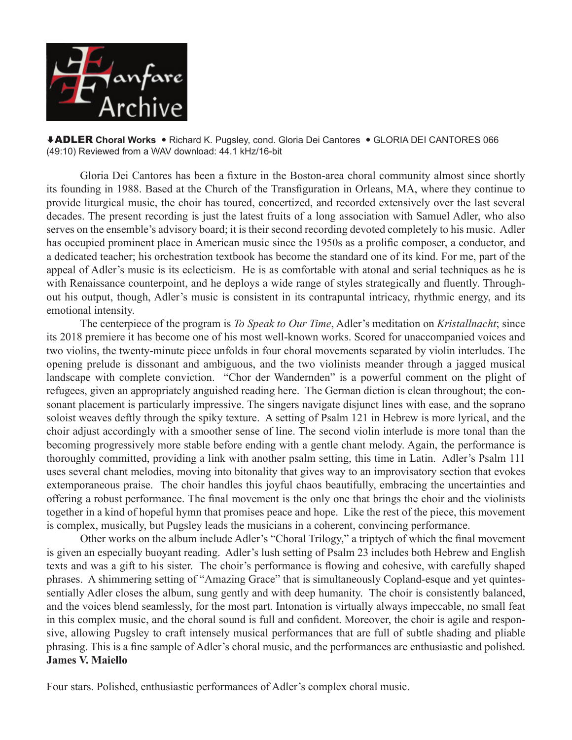Fanfare Archive

⬇**ADLER Choral Works** • Richard K. Pugsley, cond. Gloria Dei Cantores • GLORIA DEI CANTORES 066 (49:10) Reviewed from a WAV download: 44.1 kHz/16-bit

Gloria Dei Cantores has been a fixture in the Boston-area choral community almost since shortly its founding in 1988. Based at the Church of the Transfiguration in Orleans, MA, where they continue to provide liturgical music, the choir has toured, concertized, and recorded extensively over the last several decades. The present recording is just the latest fruits of a long association with Samuel Adler, who also serves on the ensemble's advisory board; it is their second recording devoted completely to his music. Adler has occupied prominent place in American music since the 1950s as a prolific composer, a conductor, and a dedicated teacher; his orchestration textbook has become the standard one of its kind. For me, part of the appeal of Adler's music is its eclecticism. He is as comfortable with atonal and serial techniques as he is with Renaissance counterpoint, and he deploys a wide range of styles strategically and fluently. Throughout his output, though, Adler's music is consistent in its contrapuntal intricacy, rhythmic energy, and its emotional intensity.

The centerpiece of the program is *To Speak to Our Time*, Adler's meditation on *Kristallnacht*; since its 2018 premiere it has become one of his most well-known works. Scored for unaccompanied voices and two violins, the twenty-minute piece unfolds in four choral movements separated by violin interludes. The opening prelude is dissonant and ambiguous, and the two violinists meander through a jagged musical landscape with complete conviction. "Chor der Wandernden" is a powerful comment on the plight of refugees, given an appropriately anguished reading here. The German diction is clean throughout; the consonant placement is particularly impressive. The singers navigate disjunct lines with ease, and the soprano soloist weaves deftly through the spiky texture. A setting of Psalm 121 in Hebrew is more lyrical, and the choir adjust accordingly with a smoother sense of line. The second violin interlude is more tonal than the becoming progressively more stable before ending with a gentle chant melody. Again, the performance is thoroughly committed, providing a link with another psalm setting, this time in Latin. Adler's Psalm 111 uses several chant melodies, moving into bitonality that gives way to an improvisatory section that evokes extemporaneous praise. The choir handles this joyful chaos beautifully, embracing the uncertainties and offering a robust performance. The final movement is the only one that brings the choir and the violinists together in a kind of hopeful hymn that promises peace and hope. Like the rest of the piece, this movement is complex, musically, but Pugsley leads the musicians in a coherent, convincing performance.

Other works on the album include Adler's "Choral Trilogy," a triptych of which the final movement is given an especially buoyant reading. Adler's lush setting of Psalm 23 includes both Hebrew and English texts and was a gift to his sister. The choir's performance is flowing and cohesive, with carefully shaped phrases. A shimmering setting of "Amazing Grace" that is simultaneously Copland-esque and yet quintessentially Adler closes the album, sung gently and with deep humanity. The choir is consistently balanced, and the voices blend seamlessly, for the most part. Intonation is virtually always impeccable, no small feat in this complex music, and the choral sound is full and confident. Moreover, the choir is agile and responsive, allowing Pugsley to craft intensely musical performances that are full of subtle shading and pliable phrasing. This is a fine sample of Adler's choral music, and the performances are enthusiastic and polished.
**James V. Maiello**

Four stars. Polished, enthusiastic performances of Adler's complex choral music.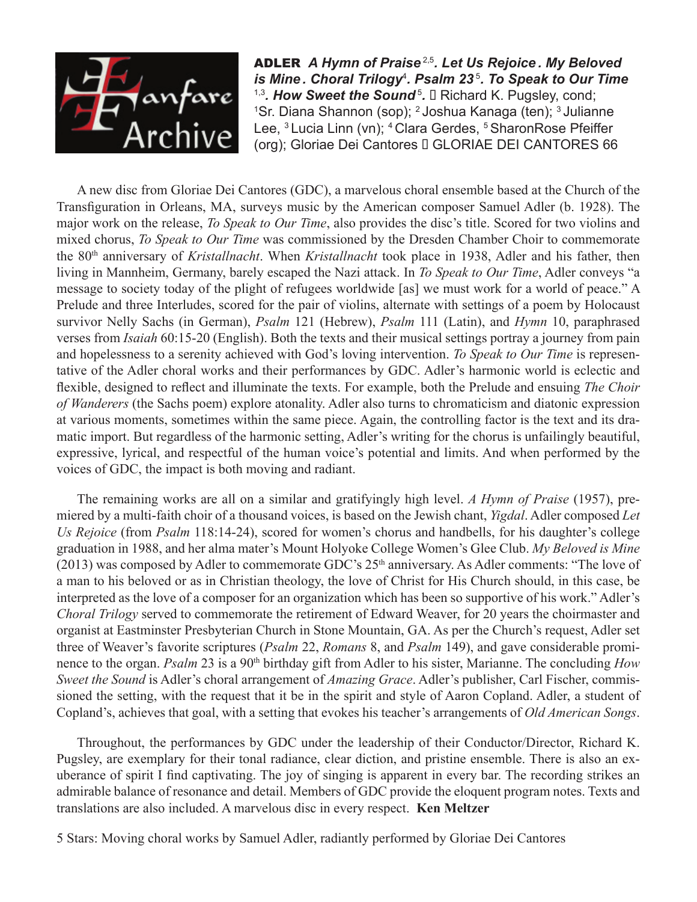**ADLER** ***A Hymn of Praise***[2,5]**.** ***Let Us Rejoice*****.** ***My Beloved is Mine*****.** ***Choral Trilogy***[4]**.** ***Psalm 23***[5]**.** ***To Speak to Our Time***[1,3]**.** ***How Sweet the Sound***[5]**.** • Richard K. Pugsley, cond; [1]Sr. Diana Shannon (sop); [2]Joshua Kanaga (ten); [3]Julianne Lee, [3]Lucia Linn (vn); [4]Clara Gerdes, [5]SharonRose Pfeiffer (org); Gloriae Dei Cantores • GLORIAE DEI CANTORES 66

A new disc from Gloriae Dei Cantores (GDC), a marvelous choral ensemble based at the Church of the Transfiguration in Orleans, MA, surveys music by the American composer Samuel Adler (b. 1928). The major work on the release, *To Speak to Our Time*, also provides the disc's title. Scored for two violins and mixed chorus, *To Speak to Our Time* was commissioned by the Dresden Chamber Choir to commemorate the 80th anniversary of *Kristallnacht*. When *Kristallnacht* took place in 1938, Adler and his father, then living in Mannheim, Germany, barely escaped the Nazi attack. In *To Speak to Our Time*, Adler conveys "a message to society today of the plight of refugees worldwide [as] we must work for a world of peace." A Prelude and three Interludes, scored for the pair of violins, alternate with settings of a poem by Holocaust survivor Nelly Sachs (in German), *Psalm* 121 (Hebrew), *Psalm* 111 (Latin), and *Hymn* 10, paraphrased verses from *Isaiah* 60:15-20 (English). Both the texts and their musical settings portray a journey from pain and hopelessness to a serenity achieved with God's loving intervention. *To Speak to Our Time* is representative of the Adler choral works and their performances by GDC. Adler's harmonic world is eclectic and flexible, designed to reflect and illuminate the texts. For example, both the Prelude and ensuing *The Choir of Wanderers* (the Sachs poem) explore atonality. Adler also turns to chromaticism and diatonic expression at various moments, sometimes within the same piece. Again, the controlling factor is the text and its dramatic import. But regardless of the harmonic setting, Adler's writing for the chorus is unfailingly beautiful, expressive, lyrical, and respectful of the human voice's potential and limits. And when performed by the voices of GDC, the impact is both moving and radiant.

The remaining works are all on a similar and gratifyingly high level. *A Hymn of Praise* (1957), premiered by a multi-faith choir of a thousand voices, is based on the Jewish chant, *Yigdal*. Adler composed *Let Us Rejoice* (from *Psalm* 118:14-24), scored for women's chorus and handbells, for his daughter's college graduation in 1988, and her alma mater's Mount Holyoke College Women's Glee Club. *My Beloved is Mine* (2013) was composed by Adler to commemorate GDC's 25th anniversary. As Adler comments: "The love of a man to his beloved or as in Christian theology, the love of Christ for His Church should, in this case, be interpreted as the love of a composer for an organization which has been so supportive of his work." Adler's *Choral Trilogy* served to commemorate the retirement of Edward Weaver, for 20 years the choirmaster and organist at Eastminster Presbyterian Church in Stone Mountain, GA. As per the Church's request, Adler set three of Weaver's favorite scriptures (*Psalm* 22, *Romans* 8, and *Psalm* 149), and gave considerable prominence to the organ. *Psalm* 23 is a 90th birthday gift from Adler to his sister, Marianne. The concluding *How Sweet the Sound* is Adler's choral arrangement of *Amazing Grace*. Adler's publisher, Carl Fischer, commissioned the setting, with the request that it be in the spirit and style of Aaron Copland. Adler, a student of Copland's, achieves that goal, with a setting that evokes his teacher's arrangements of *Old American Songs*.

Throughout, the performances by GDC under the leadership of their Conductor/Director, Richard K. Pugsley, are exemplary for their tonal radiance, clear diction, and pristine ensemble. There is also an exuberance of spirit I find captivating. The joy of singing is apparent in every bar. The recording strikes an admirable balance of resonance and detail. Members of GDC provide the eloquent program notes. Texts and translations are also included. A marvelous disc in every respect. **Ken Meltzer**

5 Stars: Moving choral works by Samuel Adler, radiantly performed by Gloriae Dei Cantores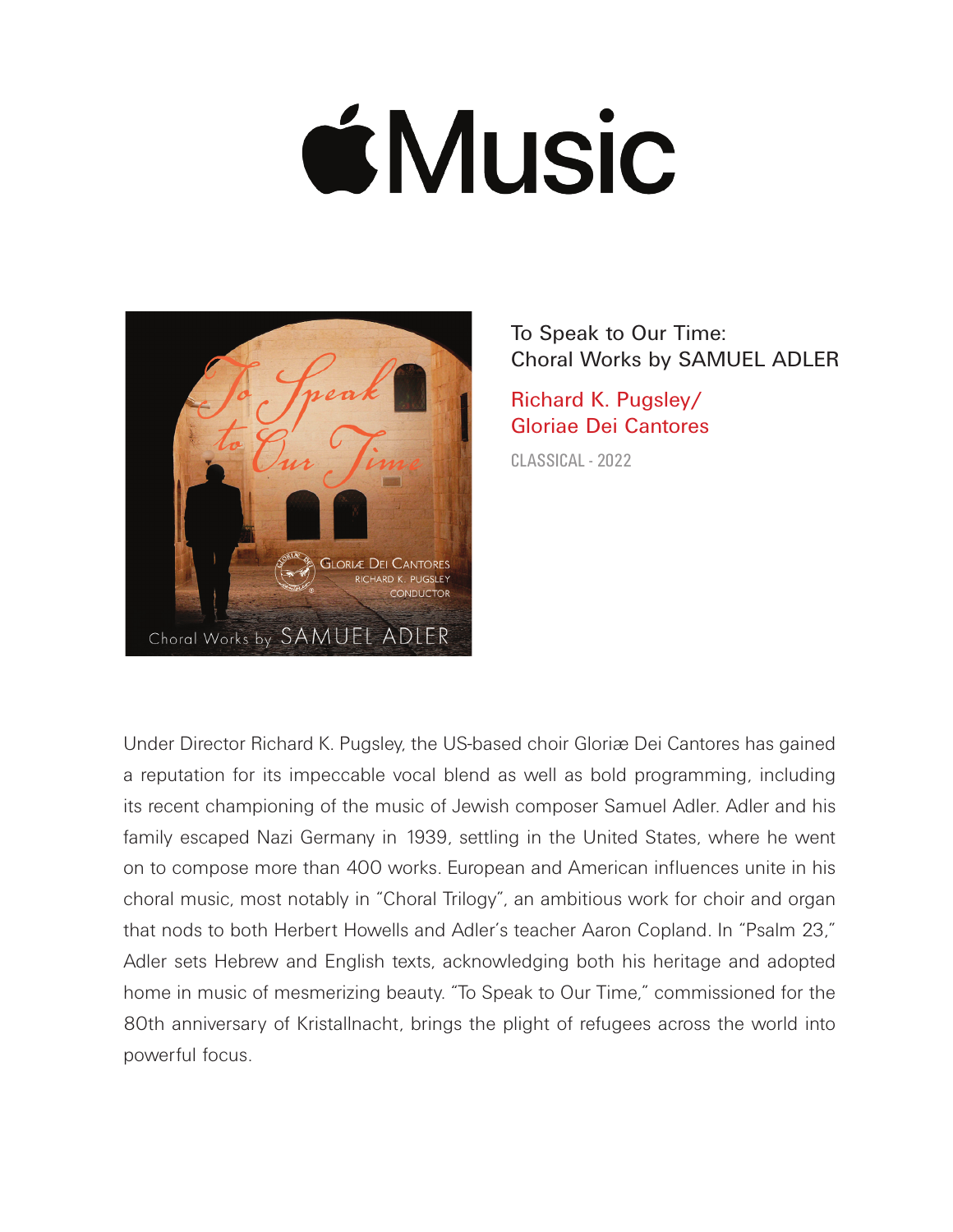# Music

To Speak to Our Time:
Choral Works by SAMUEL ADLER

Richard K. Pugsley/
Gloriae Dei Cantores

CLASSICAL - 2022

Under Director Richard K. Pugsley, the US-based choir Gloriæ Dei Cantores has gained a reputation for its impeccable vocal blend as well as bold programming, including its recent championing of the music of Jewish composer Samuel Adler. Adler and his family escaped Nazi Germany in 1939, settling in the United States, where he went on to compose more than 400 works. European and American influences unite in his choral music, most notably in "Choral Trilogy", an ambitious work for choir and organ that nods to both Herbert Howells and Adler's teacher Aaron Copland. In "Psalm 23," Adler sets Hebrew and English texts, acknowledging both his heritage and adopted home in music of mesmerizing beauty. "To Speak to Our Time," commissioned for the 80th anniversary of Kristallnacht, brings the plight of refugees across the world into powerful focus.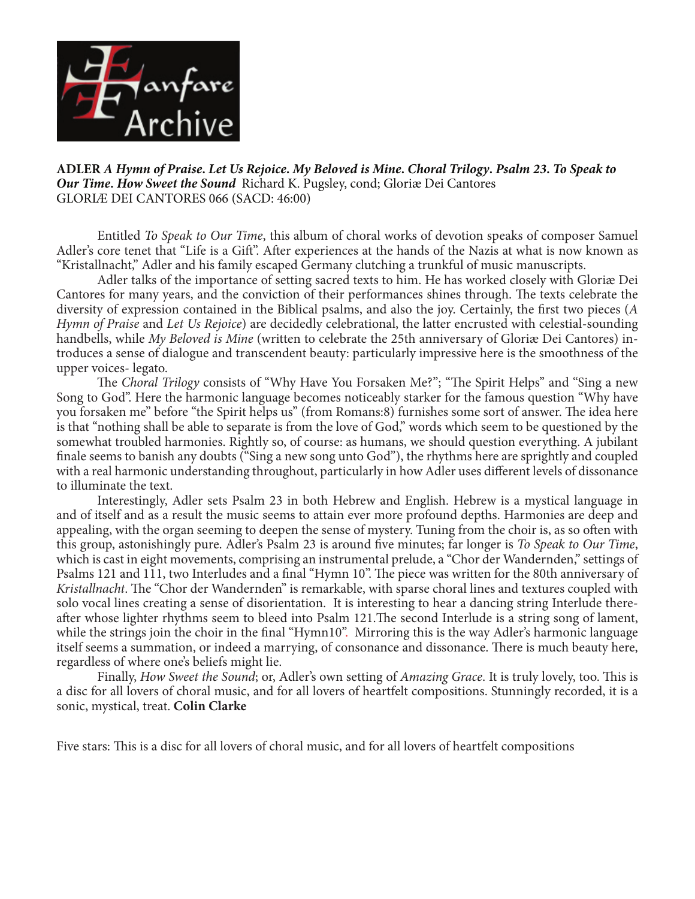**ADLER** ***A Hymn of Praise. Let Us Rejoice. My Beloved is Mine. Choral Trilogy. Psalm 23. To Speak to Our Time. How Sweet the Sound*** Richard K. Pugsley, cond; Gloriæ Dei Cantores
GLORIÆ DEI CANTORES 066 (SACD: 46:00)

Entitled *To Speak to Our Time*, this album of choral works of devotion speaks of composer Samuel Adler's core tenet that "Life is a Gift". After experiences at the hands of the Nazis at what is now known as "Kristallnacht," Adler and his family escaped Germany clutching a trunkful of music manuscripts.

Adler talks of the importance of setting sacred texts to him. He has worked closely with Gloriæ Dei Cantores for many years, and the conviction of their performances shines through. The texts celebrate the diversity of expression contained in the Biblical psalms, and also the joy. Certainly, the first two pieces (*A Hymn of Praise* and *Let Us Rejoice*) are decidedly celebrational, the latter encrusted with celestial-sounding handbells, while *My Beloved is Mine* (written to celebrate the 25th anniversary of Gloriæ Dei Cantores) introduces a sense of dialogue and transcendent beauty: particularly impressive here is the smoothness of the upper voices- legato.

The *Choral Trilogy* consists of "Why Have You Forsaken Me?"; "The Spirit Helps" and "Sing a new Song to God". Here the harmonic language becomes noticeably starker for the famous question "Why have you forsaken me" before "the Spirit helps us" (from Romans:8) furnishes some sort of answer. The idea here is that "nothing shall be able to separate is from the love of God," words which seem to be questioned by the somewhat troubled harmonies. Rightly so, of course: as humans, we should question everything. A jubilant finale seems to banish any doubts ("Sing a new song unto God"), the rhythms here are sprightly and coupled with a real harmonic understanding throughout, particularly in how Adler uses different levels of dissonance to illuminate the text.

Interestingly, Adler sets Psalm 23 in both Hebrew and English. Hebrew is a mystical language in and of itself and as a result the music seems to attain ever more profound depths. Harmonies are deep and appealing, with the organ seeming to deepen the sense of mystery. Tuning from the choir is, as so often with this group, astonishingly pure. Adler's Psalm 23 is around five minutes; far longer is *To Speak to Our Time*, which is cast in eight movements, comprising an instrumental prelude, a "Chor der Wandernden," settings of Psalms 121 and 111, two Interludes and a final "Hymn 10". The piece was written for the 80th anniversary of *Kristallnacht*. The "Chor der Wandernden" is remarkable, with sparse choral lines and textures coupled with solo vocal lines creating a sense of disorientation. It is interesting to hear a dancing string Interlude thereafter whose lighter rhythms seem to bleed into Psalm 121.The second Interlude is a string song of lament, while the strings join the choir in the final "Hymn10". Mirroring this is the way Adler's harmonic language itself seems a summation, or indeed a marrying, of consonance and dissonance. There is much beauty here, regardless of where one's beliefs might lie.

Finally, *How Sweet the Sound*; or, Adler's own setting of *Amazing Grace*. It is truly lovely, too. This is a disc for all lovers of choral music, and for all lovers of heartfelt compositions. Stunningly recorded, it is a sonic, mystical, treat. **Colin Clarke**

Five stars: This is a disc for all lovers of choral music, and for all lovers of heartfelt compositions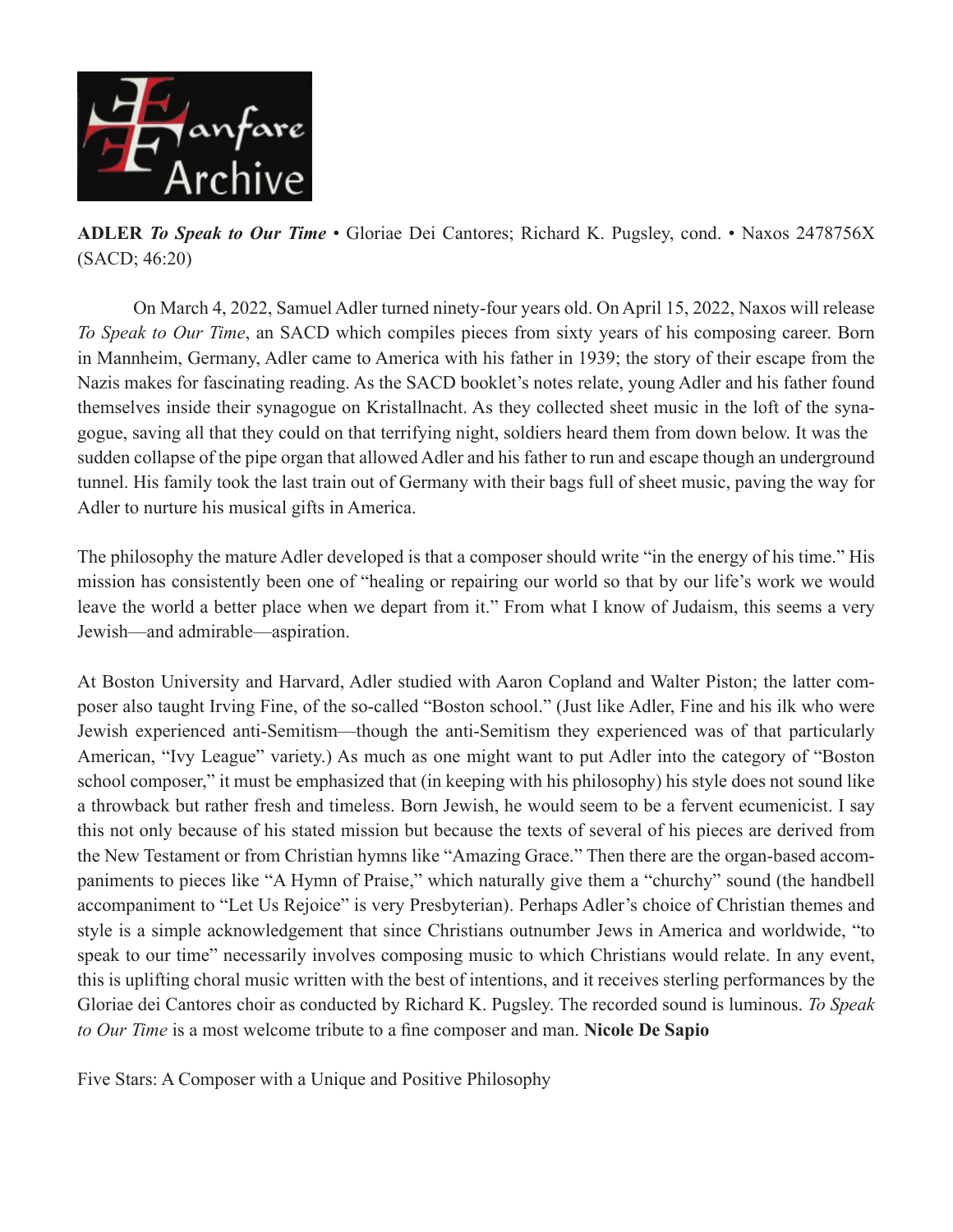**ADLER** ***To Speak to Our Time*** • Gloriae Dei Cantores; Richard K. Pugsley, cond. • Naxos 2478756X (SACD; 46:20)

On March 4, 2022, Samuel Adler turned ninety-four years old. On April 15, 2022, Naxos will release *To Speak to Our Time*, an SACD which compiles pieces from sixty years of his composing career. Born in Mannheim, Germany, Adler came to America with his father in 1939; the story of their escape from the Nazis makes for fascinating reading. As the SACD booklet's notes relate, young Adler and his father found themselves inside their synagogue on Kristallnacht. As they collected sheet music in the loft of the synagogue, saving all that they could on that terrifying night, soldiers heard them from down below. It was the sudden collapse of the pipe organ that allowed Adler and his father to run and escape though an underground tunnel. His family took the last train out of Germany with their bags full of sheet music, paving the way for Adler to nurture his musical gifts in America.

The philosophy the mature Adler developed is that a composer should write "in the energy of his time." His mission has consistently been one of "healing or repairing our world so that by our life's work we would leave the world a better place when we depart from it." From what I know of Judaism, this seems a very Jewish—and admirable—aspiration.

At Boston University and Harvard, Adler studied with Aaron Copland and Walter Piston; the latter composer also taught Irving Fine, of the so-called "Boston school." (Just like Adler, Fine and his ilk who were Jewish experienced anti-Semitism—though the anti-Semitism they experienced was of that particularly American, "Ivy League" variety.) As much as one might want to put Adler into the category of "Boston school composer," it must be emphasized that (in keeping with his philosophy) his style does not sound like a throwback but rather fresh and timeless. Born Jewish, he would seem to be a fervent ecumenicist. I say this not only because of his stated mission but because the texts of several of his pieces are derived from the New Testament or from Christian hymns like "Amazing Grace." Then there are the organ-based accompaniments to pieces like "A Hymn of Praise," which naturally give them a "churchy" sound (the handbell accompaniment to "Let Us Rejoice" is very Presbyterian). Perhaps Adler's choice of Christian themes and style is a simple acknowledgement that since Christians outnumber Jews in America and worldwide, "to speak to our time" necessarily involves composing music to which Christians would relate. In any event, this is uplifting choral music written with the best of intentions, and it receives sterling performances by the Gloriae dei Cantores choir as conducted by Richard K. Pugsley. The recorded sound is luminous. *To Speak to Our Time* is a most welcome tribute to a fine composer and man. **Nicole De Sapio**

Five Stars: A Composer with a Unique and Positive Philosophy